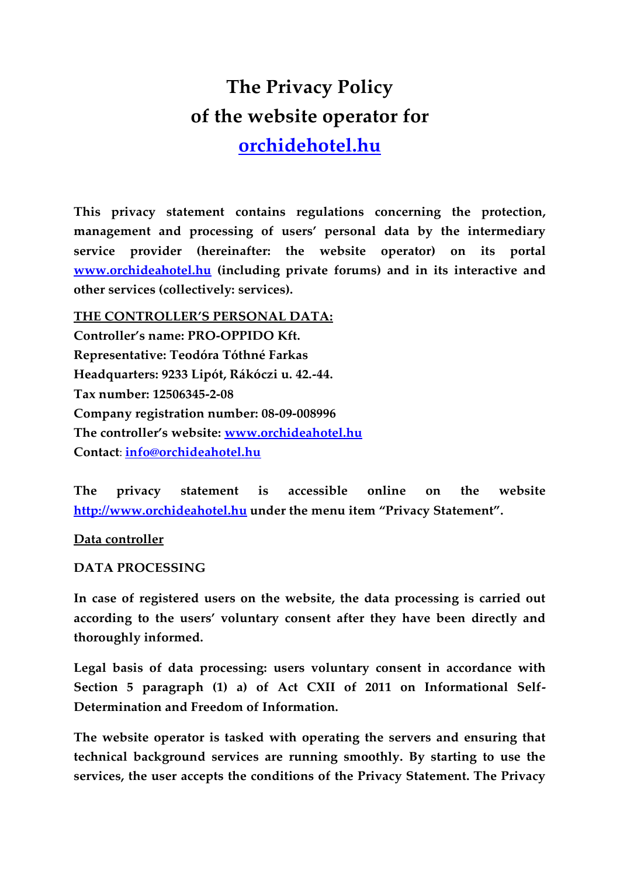# The Privacy Policy of the website operator for [orchidehotel.hu](orchidehotel.hu)

**This privacy statement contains regulations concerning the protection, management and processing of users' personal data by the intermediary service provider (hereinafter: the website operator) on its portal [www.orchideahotel.hu](www.orchideahotel.hu) (including private forums) and in its interactive and other services (collectively: services).**

**<u>THE CONTROLLER'S PERSONAL DATA:</u>**
**Controller's name: PRO-OPPIDO Kft.**
**Representative: Teodóra Tóthné Farkas**
**Headquarters: 9233 Lipót, Rákóczi u. 42.-44.**
**Tax number: 12506345-2-08**
**Company registration number: 08-09-008996**
**The controller's website: [www.orchideahotel.hu](www.orchideahotel.hu)**
**Contact: [info@orchideahotel.hu](mailto:info@orchideahotel.hu)**

**The privacy statement is accessible online on the website [http://www.orchideahotel.hu](http://www.orchideahotel.hu) under the menu item "Privacy Statement".**

**<u>Data controller</u>**

**DATA PROCESSING**

**In case of registered users on the website, the data processing is carried out according to the users' voluntary consent after they have been directly and thoroughly informed.**

**Legal basis of data processing: users voluntary consent in accordance with Section 5 paragraph (1) a) of Act CXII of 2011 on Informational Self-Determination and Freedom of Information.**

**The website operator is tasked with operating the servers and ensuring that technical background services are running smoothly. By starting to use the services, the user accepts the conditions of the Privacy Statement. The Privacy**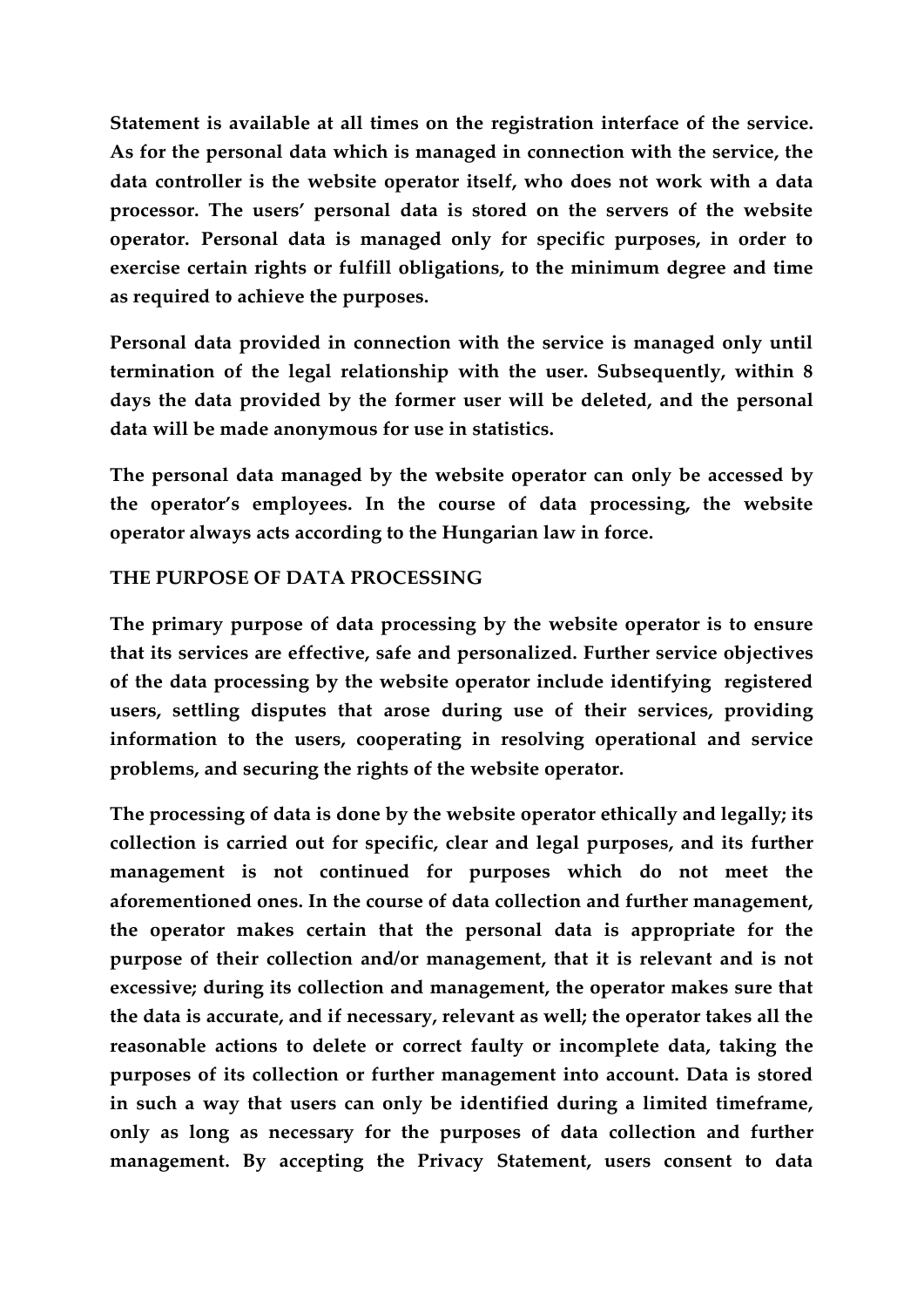**Statement is available at all times on the registration interface of the service. As for the personal data which is managed in connection with the service, the data controller is the website operator itself, who does not work with a data processor. The users' personal data is stored on the servers of the website operator. Personal data is managed only for specific purposes, in order to exercise certain rights or fulfill obligations, to the minimum degree and time as required to achieve the purposes.**

**Personal data provided in connection with the service is managed only until termination of the legal relationship with the user. Subsequently, within 8 days the data provided by the former user will be deleted, and the personal data will be made anonymous for use in statistics.**

**The personal data managed by the website operator can only be accessed by the operator's employees. In the course of data processing, the website operator always acts according to the Hungarian law in force.**

**THE PURPOSE OF DATA PROCESSING**

**The primary purpose of data processing by the website operator is to ensure that its services are effective, safe and personalized. Further service objectives of the data processing by the website operator include identifying registered users, settling disputes that arose during use of their services, providing information to the users, cooperating in resolving operational and service problems, and securing the rights of the website operator.**

**The processing of data is done by the website operator ethically and legally; its collection is carried out for specific, clear and legal purposes, and its further management is not continued for purposes which do not meet the aforementioned ones. In the course of data collection and further management, the operator makes certain that the personal data is appropriate for the purpose of their collection and/or management, that it is relevant and is not excessive; during its collection and management, the operator makes sure that the data is accurate, and if necessary, relevant as well; the operator takes all the reasonable actions to delete or correct faulty or incomplete data, taking the purposes of its collection or further management into account. Data is stored in such a way that users can only be identified during a limited timeframe, only as long as necessary for the purposes of data collection and further management. By accepting the Privacy Statement, users consent to data**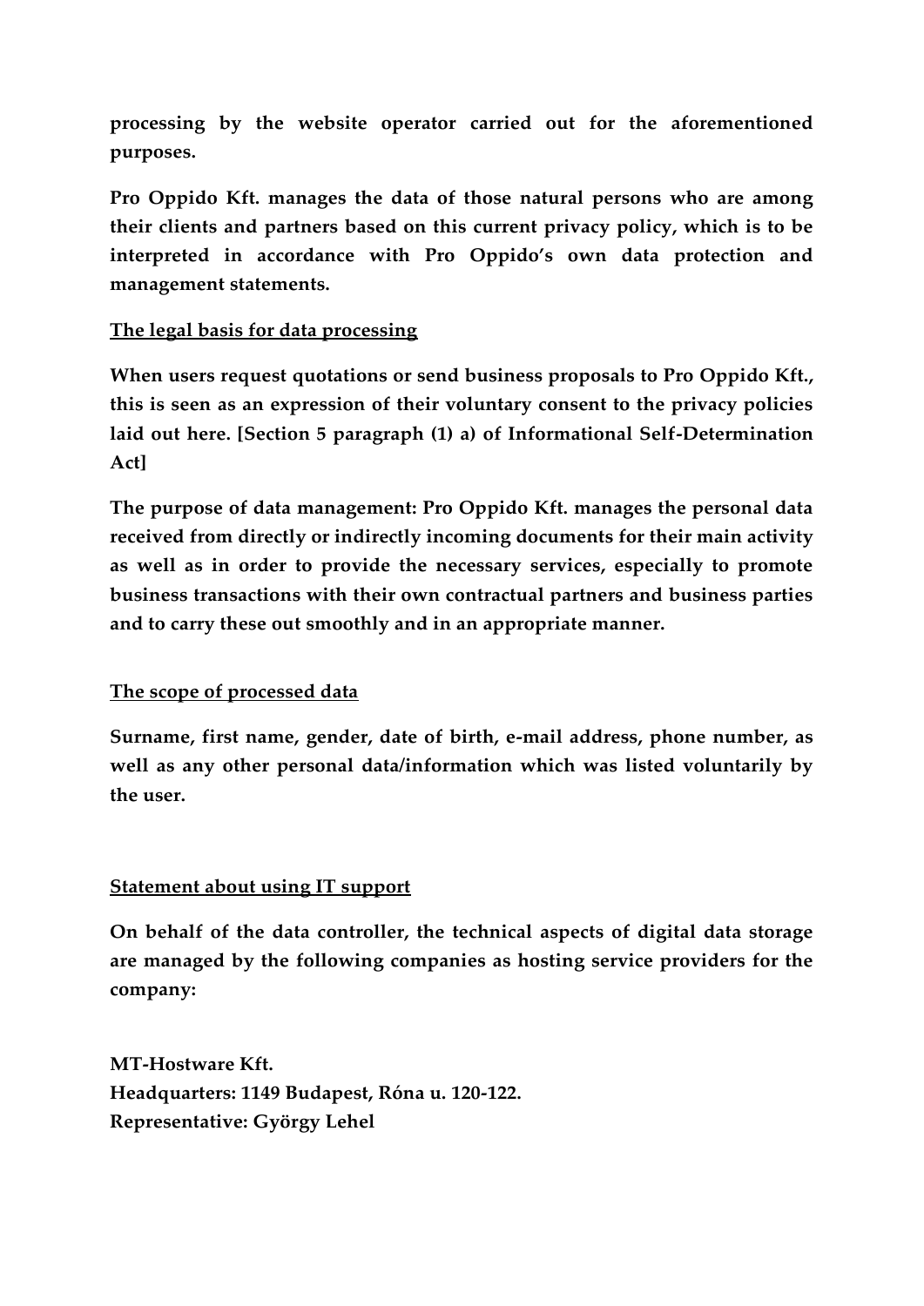**processing by the website operator carried out for the aforementioned purposes.**

**Pro Oppido Kft. manages the data of those natural persons who are among their clients and partners based on this current privacy policy, which is to be interpreted in accordance with Pro Oppido's own data protection and management statements.**

**<u>The legal basis for data processing</u>**

**When users request quotations or send business proposals to Pro Oppido Kft., this is seen as an expression of their voluntary consent to the privacy policies laid out here. [Section 5 paragraph (1) a) of Informational Self-Determination Act]**

**The purpose of data management: Pro Oppido Kft. manages the personal data received from directly or indirectly incoming documents for their main activity as well as in order to provide the necessary services, especially to promote business transactions with their own contractual partners and business parties and to carry these out smoothly and in an appropriate manner.**

**<u>The scope of processed data</u>**

**Surname, first name, gender, date of birth, e-mail address, phone number, as well as any other personal data/information which was listed voluntarily by the user.**

**<u>Statement about using IT support</u>**

**On behalf of the data controller, the technical aspects of digital data storage are managed by the following companies as hosting service providers for the company:**

**MT-Hostware Kft.**
**Headquarters: 1149 Budapest, Róna u. 120-122.**
**Representative: György Lehel**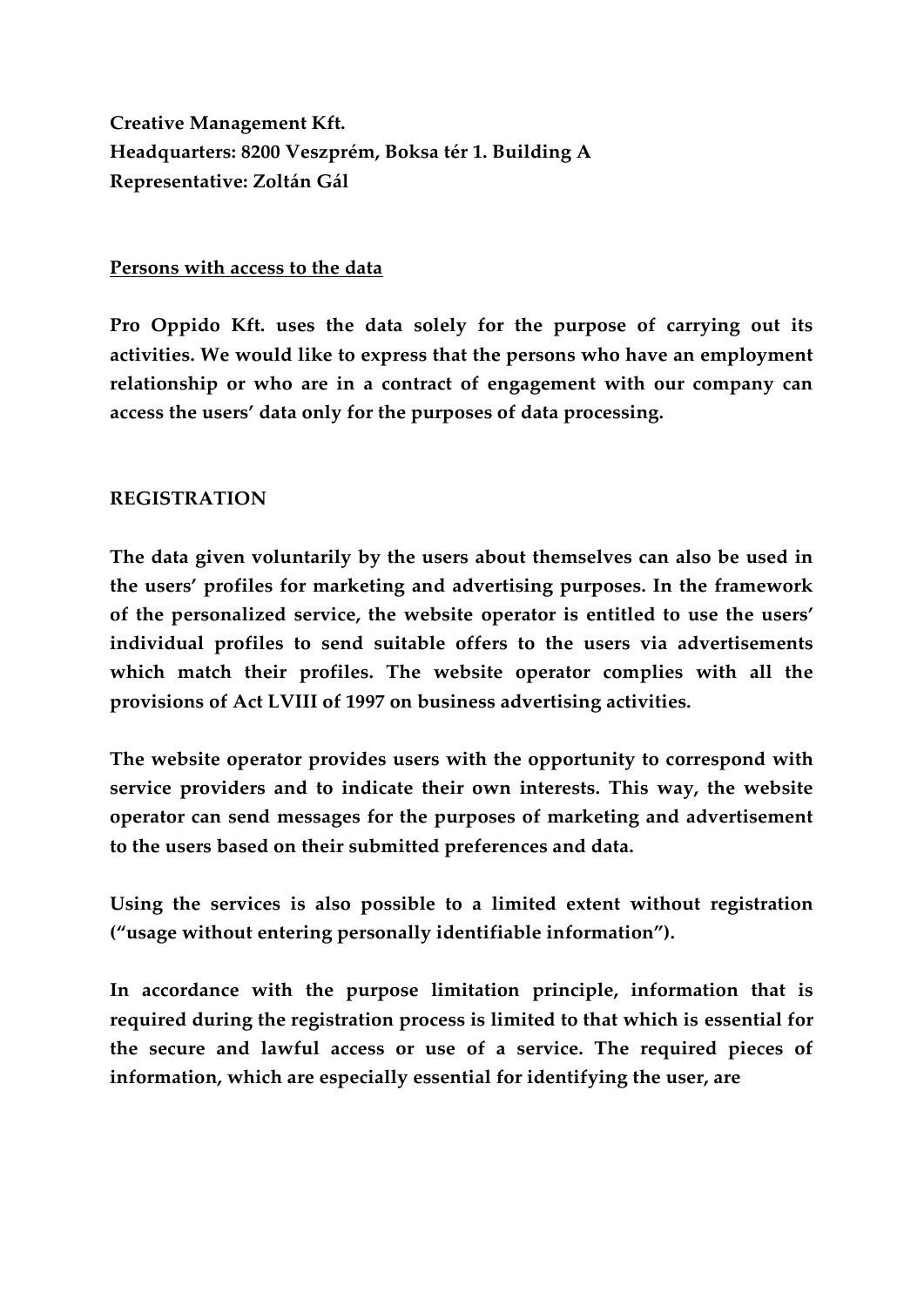**Creative Management Kft.**
**Headquarters: 8200 Veszprém, Boksa tér 1. Building A**
**Representative: Zoltán Gál**

**Persons with access to the data**

**Pro Oppido Kft. uses the data solely for the purpose of carrying out its activities. We would like to express that the persons who have an employment relationship or who are in a contract of engagement with our company can access the users' data only for the purposes of data processing.**

**REGISTRATION**

**The data given voluntarily by the users about themselves can also be used in the users' profiles for marketing and advertising purposes. In the framework of the personalized service, the website operator is entitled to use the users' individual profiles to send suitable offers to the users via advertisements which match their profiles. The website operator complies with all the provisions of Act LVIII of 1997 on business advertising activities.**

**The website operator provides users with the opportunity to correspond with service providers and to indicate their own interests. This way, the website operator can send messages for the purposes of marketing and advertisement to the users based on their submitted preferences and data.**

**Using the services is also possible to a limited extent without registration ("usage without entering personally identifiable information").**

**In accordance with the purpose limitation principle, information that is required during the registration process is limited to that which is essential for the secure and lawful access or use of a service. The required pieces of information, which are especially essential for identifying the user, are**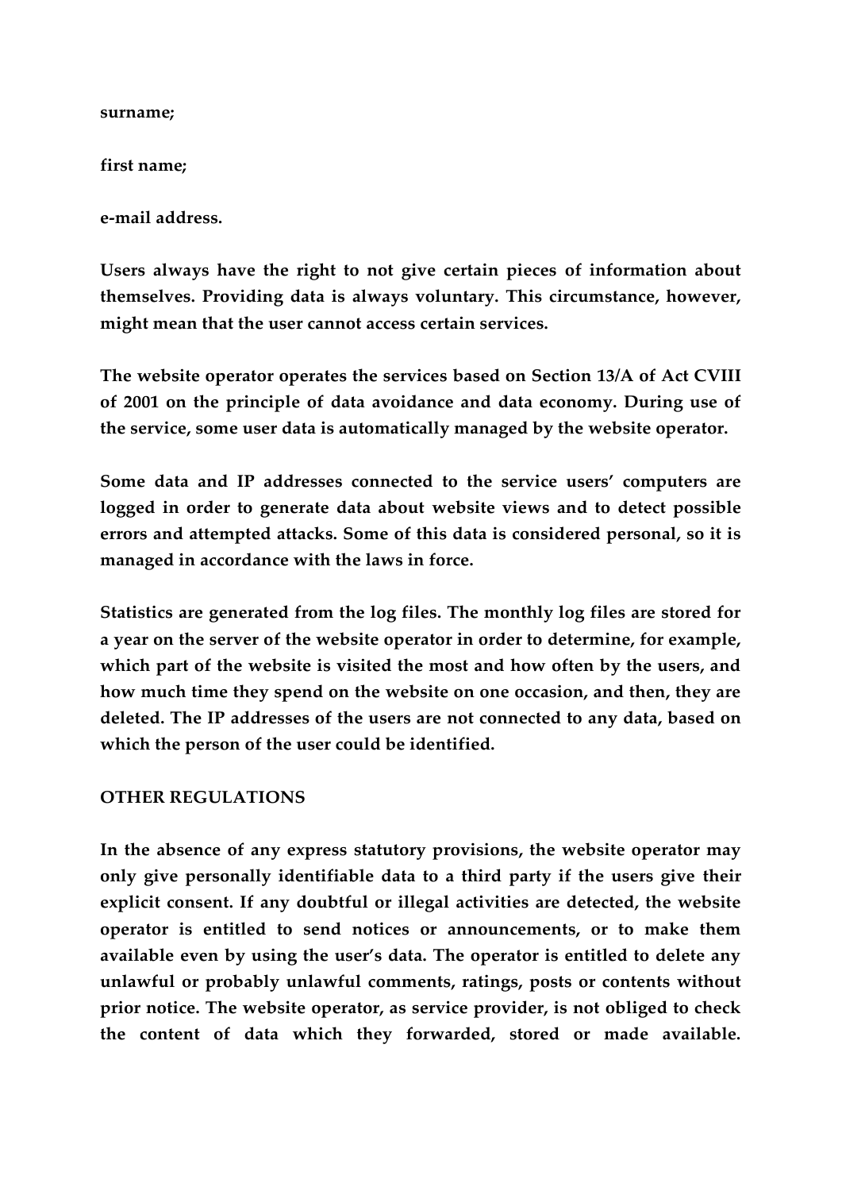**surname;**

**first name;**

**e-mail address.**

**Users always have the right to not give certain pieces of information about themselves. Providing data is always voluntary. This circumstance, however, might mean that the user cannot access certain services.**

**The website operator operates the services based on Section 13/A of Act CVIII of 2001 on the principle of data avoidance and data economy. During use of the service, some user data is automatically managed by the website operator.**

**Some data and IP addresses connected to the service users' computers are logged in order to generate data about website views and to detect possible errors and attempted attacks. Some of this data is considered personal, so it is managed in accordance with the laws in force.**

**Statistics are generated from the log files. The monthly log files are stored for a year on the server of the website operator in order to determine, for example, which part of the website is visited the most and how often by the users, and how much time they spend on the website on one occasion, and then, they are deleted. The IP addresses of the users are not connected to any data, based on which the person of the user could be identified.**

**OTHER REGULATIONS**

**In the absence of any express statutory provisions, the website operator may only give personally identifiable data to a third party if the users give their explicit consent. If any doubtful or illegal activities are detected, the website operator is entitled to send notices or announcements, or to make them available even by using the user's data. The operator is entitled to delete any unlawful or probably unlawful comments, ratings, posts or contents without prior notice. The website operator, as service provider, is not obliged to check the content of data which they forwarded, stored or made available.**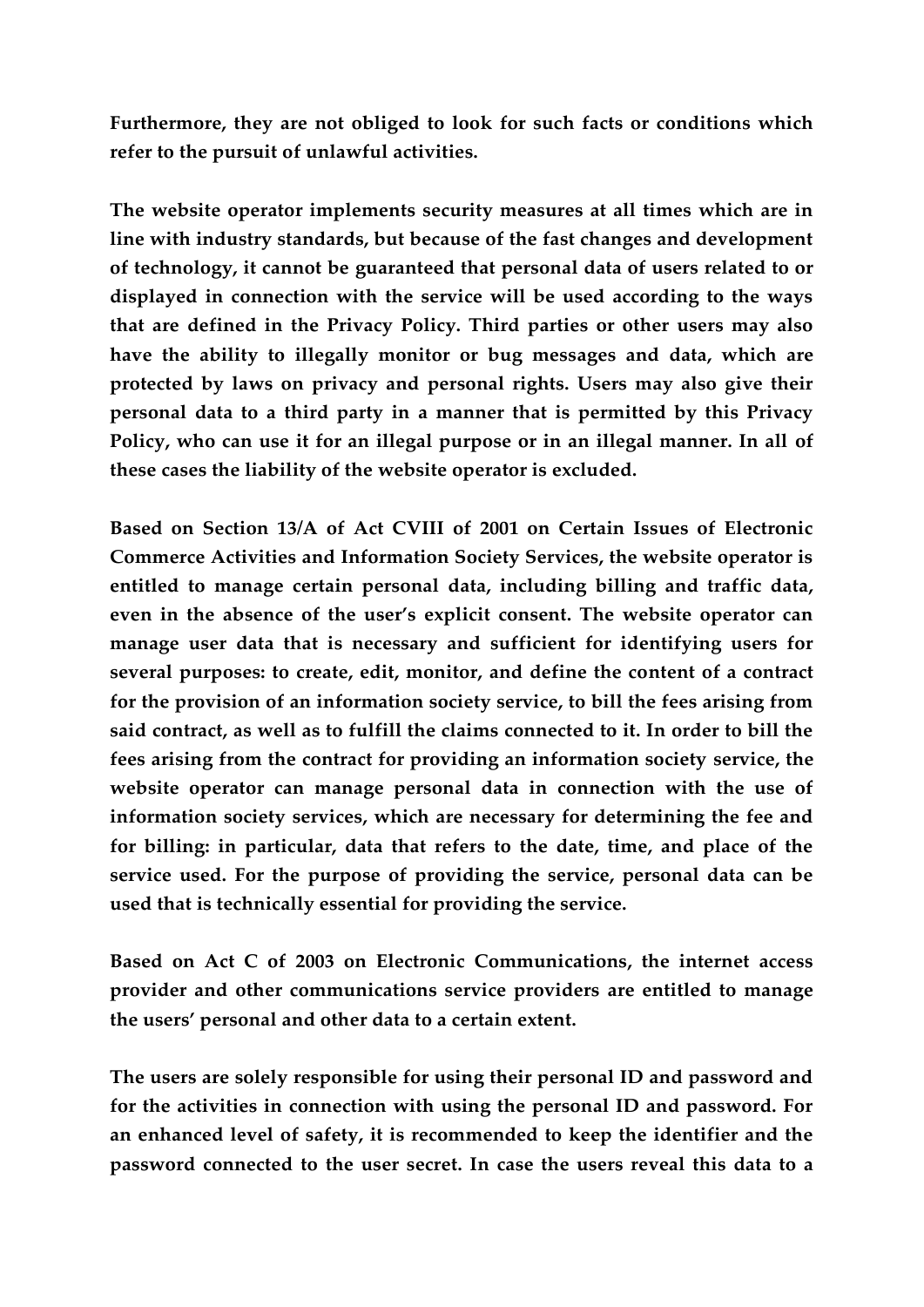**Furthermore, they are not obliged to look for such facts or conditions which refer to the pursuit of unlawful activities.**

**The website operator implements security measures at all times which are in line with industry standards, but because of the fast changes and development of technology, it cannot be guaranteed that personal data of users related to or displayed in connection with the service will be used according to the ways that are defined in the Privacy Policy. Third parties or other users may also have the ability to illegally monitor or bug messages and data, which are protected by laws on privacy and personal rights. Users may also give their personal data to a third party in a manner that is permitted by this Privacy Policy, who can use it for an illegal purpose or in an illegal manner. In all of these cases the liability of the website operator is excluded.**

**Based on Section 13/A of Act CVIII of 2001 on Certain Issues of Electronic Commerce Activities and Information Society Services, the website operator is entitled to manage certain personal data, including billing and traffic data, even in the absence of the user's explicit consent. The website operator can manage user data that is necessary and sufficient for identifying users for several purposes: to create, edit, monitor, and define the content of a contract for the provision of an information society service, to bill the fees arising from said contract, as well as to fulfill the claims connected to it. In order to bill the fees arising from the contract for providing an information society service, the website operator can manage personal data in connection with the use of information society services, which are necessary for determining the fee and for billing: in particular, data that refers to the date, time, and place of the service used. For the purpose of providing the service, personal data can be used that is technically essential for providing the service.**

**Based on Act C of 2003 on Electronic Communications, the internet access provider and other communications service providers are entitled to manage the users' personal and other data to a certain extent.**

**The users are solely responsible for using their personal ID and password and for the activities in connection with using the personal ID and password. For an enhanced level of safety, it is recommended to keep the identifier and the password connected to the user secret. In case the users reveal this data to a**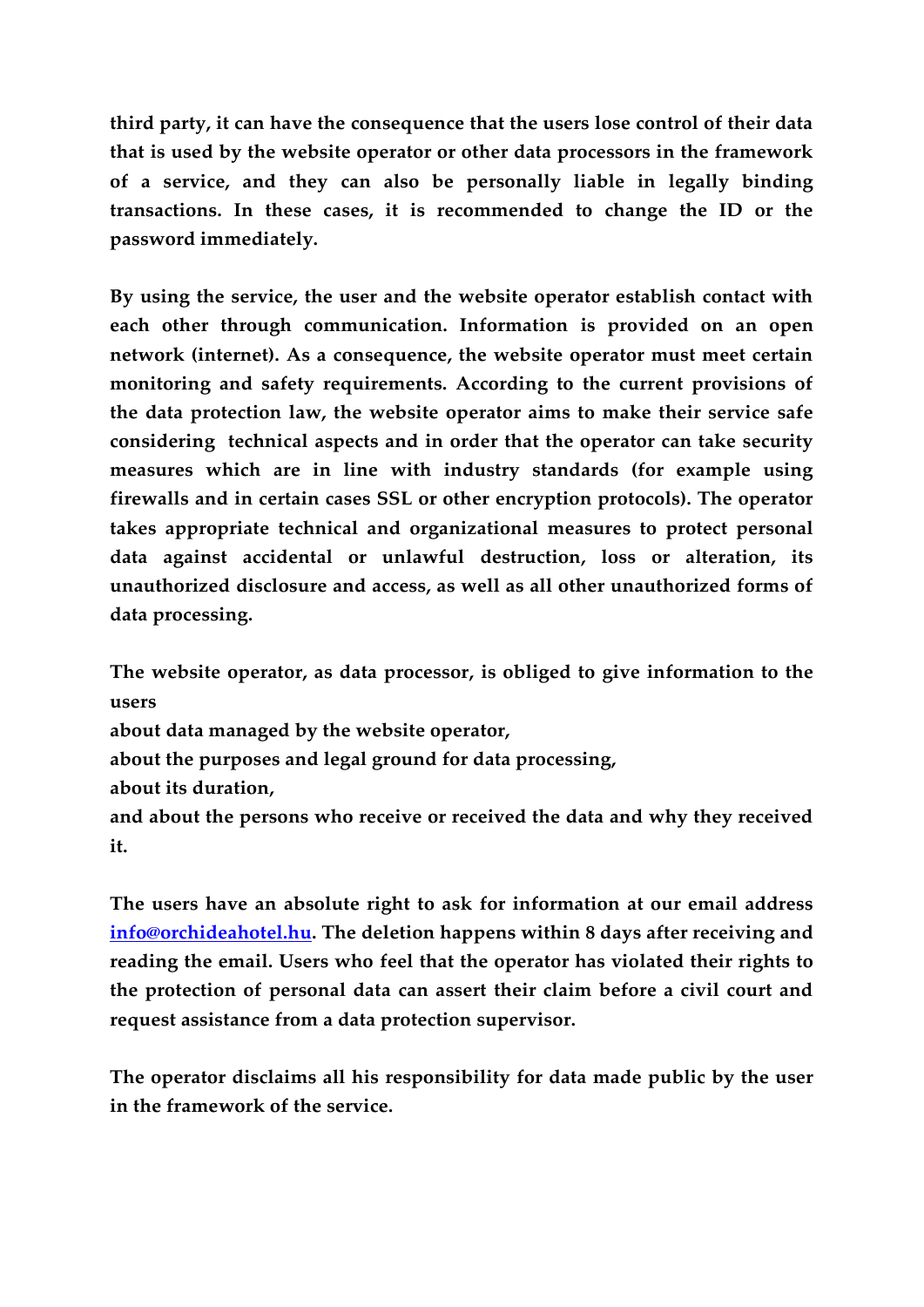**third party, it can have the consequence that the users lose control of their data that is used by the website operator or other data processors in the framework of a service, and they can also be personally liable in legally binding transactions. In these cases, it is recommended to change the ID or the password immediately.**

**By using the service, the user and the website operator establish contact with each other through communication. Information is provided on an open network (internet). As a consequence, the website operator must meet certain monitoring and safety requirements. According to the current provisions of the data protection law, the website operator aims to make their service safe considering technical aspects and in order that the operator can take security measures which are in line with industry standards (for example using firewalls and in certain cases SSL or other encryption protocols). The operator takes appropriate technical and organizational measures to protect personal data against accidental or unlawful destruction, loss or alteration, its unauthorized disclosure and access, as well as all other unauthorized forms of data processing.**

**The website operator, as data processor, is obliged to give information to the users**
**about data managed by the website operator,**
**about the purposes and legal ground for data processing,**
**about its duration,**
**and about the persons who receive or received the data and why they received it.**

**The users have an absolute right to ask for information at our email address [info@orchideahotel.hu](mailto:info@orchideahotel.hu). The deletion happens within 8 days after receiving and reading the email. Users who feel that the operator has violated their rights to the protection of personal data can assert their claim before a civil court and request assistance from a data protection supervisor.**

**The operator disclaims all his responsibility for data made public by the user in the framework of the service.**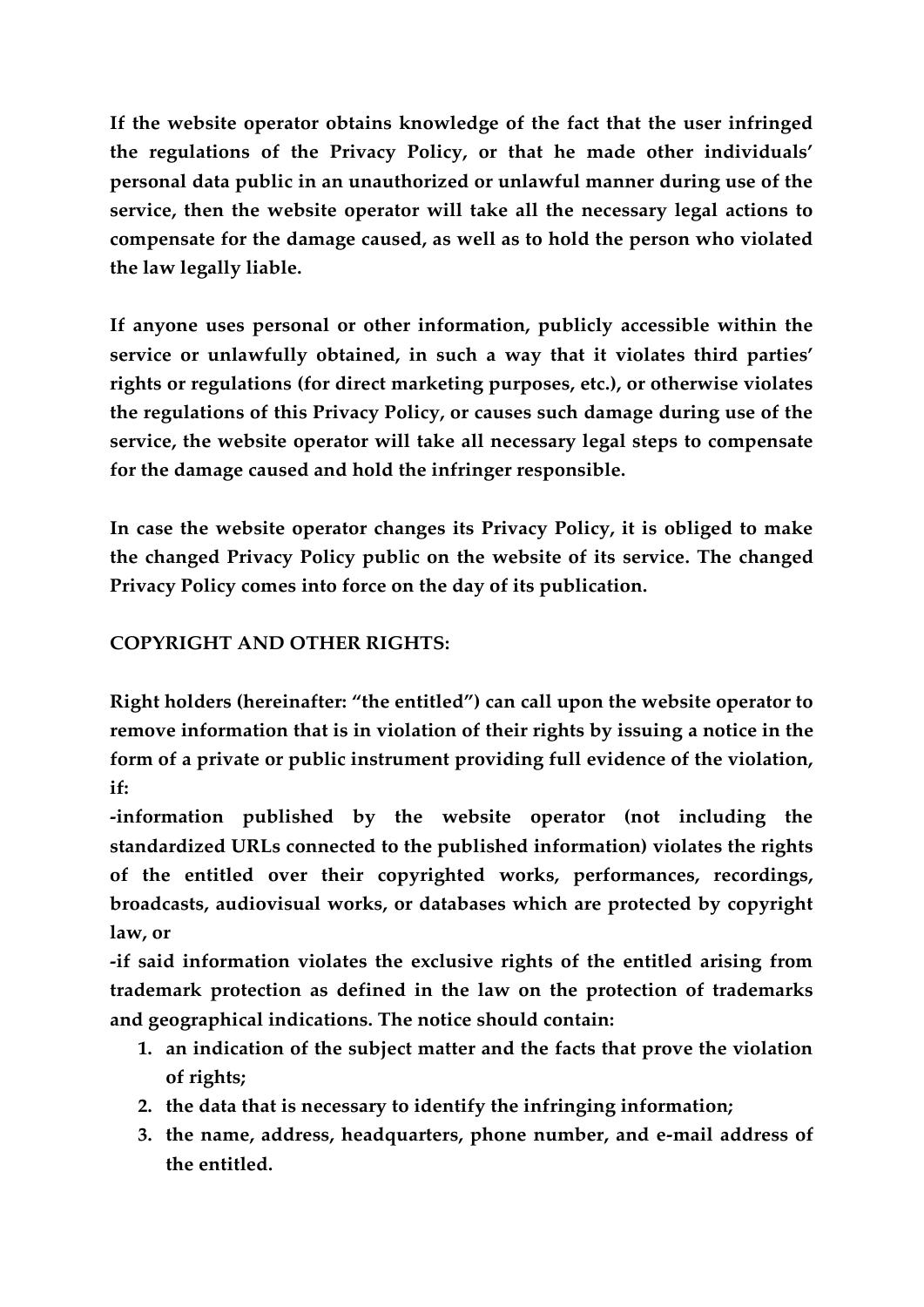**If the website operator obtains knowledge of the fact that the user infringed the regulations of the Privacy Policy, or that he made other individuals' personal data public in an unauthorized or unlawful manner during use of the service, then the website operator will take all the necessary legal actions to compensate for the damage caused, as well as to hold the person who violated the law legally liable.**

**If anyone uses personal or other information, publicly accessible within the service or unlawfully obtained, in such a way that it violates third parties' rights or regulations (for direct marketing purposes, etc.), or otherwise violates the regulations of this Privacy Policy, or causes such damage during use of the service, the website operator will take all necessary legal steps to compensate for the damage caused and hold the infringer responsible.**

**In case the website operator changes its Privacy Policy, it is obliged to make the changed Privacy Policy public on the website of its service. The changed Privacy Policy comes into force on the day of its publication.**

**COPYRIGHT AND OTHER RIGHTS:**

**Right holders (hereinafter: "the entitled") can call upon the website operator to remove information that is in violation of their rights by issuing a notice in the form of a private or public instrument providing full evidence of the violation, if:**

**-information published by the website operator (not including the standardized URLs connected to the published information) violates the rights of the entitled over their copyrighted works, performances, recordings, broadcasts, audiovisual works, or databases which are protected by copyright law, or**

**-if said information violates the exclusive rights of the entitled arising from trademark protection as defined in the law on the protection of trademarks and geographical indications. The notice should contain:**

1. **an indication of the subject matter and the facts that prove the violation of rights;**
2. **the data that is necessary to identify the infringing information;**
3. **the name, address, headquarters, phone number, and e-mail address of the entitled.**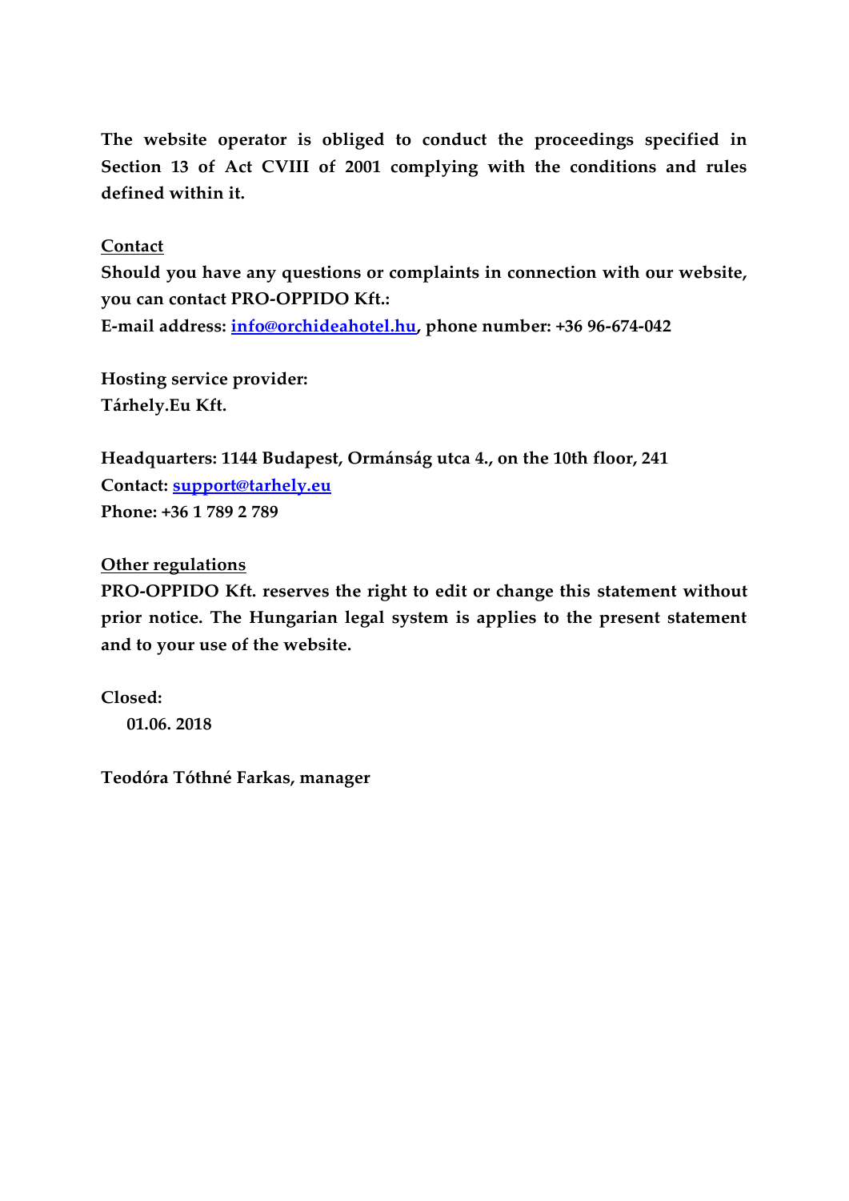**The website operator is obliged to conduct the proceedings specified in Section 13 of Act CVIII of 2001 complying with the conditions and rules defined within it.**

**<u>Contact</u>**

**Should you have any questions or complaints in connection with our website, you can contact PRO-OPPIDO Kft.:**
**E-mail address: info@orchideahotel.hu, phone number: +36 96-674-042**

**Hosting service provider:**
**Tárhely.Eu Kft.**

**Headquarters: 1144 Budapest, Ormánság utca 4., on the 10th floor, 241**
**Contact: support@tarhely.eu**
**Phone: +36 1 789 2 789**

**<u>Other regulations</u>**

**PRO-OPPIDO Kft. reserves the right to edit or change this statement without prior notice. The Hungarian legal system is applies to the present statement and to your use of the website.**

**Closed:**
**01.06. 2018**

**Teodóra Tóthné Farkas, manager**